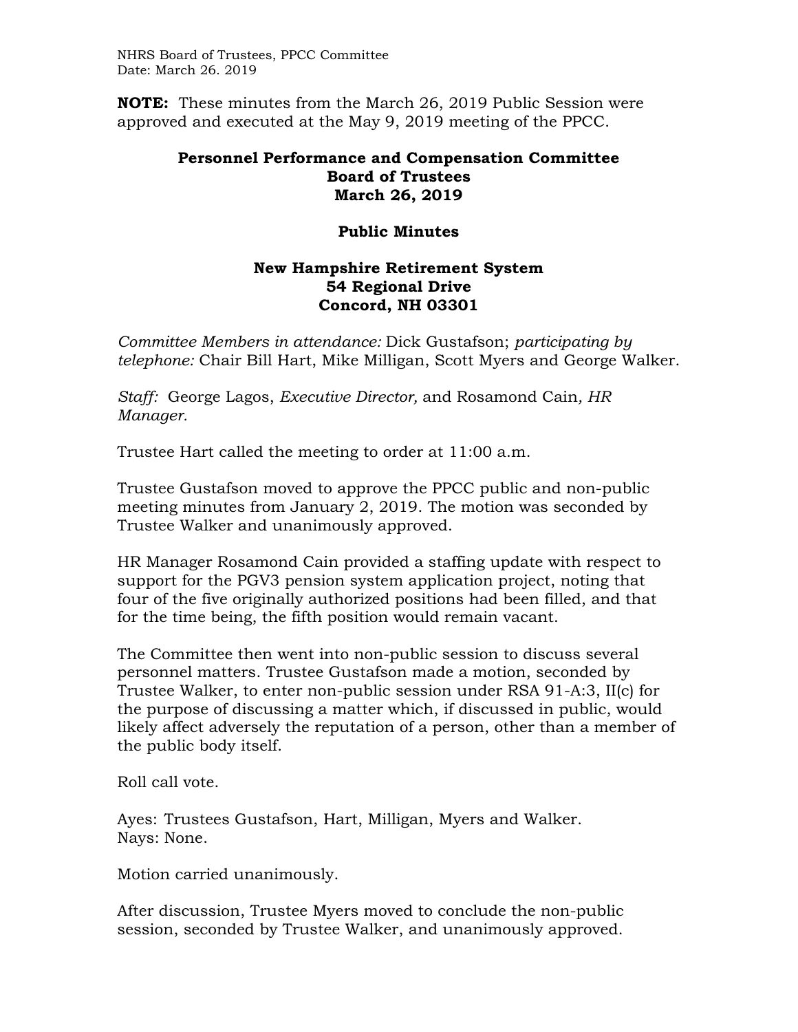**NOTE:** These minutes from the March 26, 2019 Public Session were approved and executed at the May 9, 2019 meeting of the PPCC.

**Personnel Performance and Compensation Committee**
**Board of Trustees**
**March 26, 2019**

**Public Minutes**

**New Hampshire Retirement System**
**54 Regional Drive**
**Concord, NH 03301**

*Committee Members in attendance:* Dick Gustafson; *participating by telephone:* Chair Bill Hart, Mike Milligan, Scott Myers and George Walker.

*Staff:* George Lagos, *Executive Director,* and Rosamond Cain*, HR Manager.*

Trustee Hart called the meeting to order at 11:00 a.m.

Trustee Gustafson moved to approve the PPCC public and non-public meeting minutes from January 2, 2019. The motion was seconded by Trustee Walker and unanimously approved.

HR Manager Rosamond Cain provided a staffing update with respect to support for the PGV3 pension system application project, noting that four of the five originally authorized positions had been filled, and that for the time being, the fifth position would remain vacant.

The Committee then went into non-public session to discuss several personnel matters. Trustee Gustafson made a motion, seconded by Trustee Walker, to enter non-public session under RSA 91-A:3, II(c) for the purpose of discussing a matter which, if discussed in public, would likely affect adversely the reputation of a person, other than a member of the public body itself.

Roll call vote.

Ayes: Trustees Gustafson, Hart, Milligan, Myers and Walker.
Nays: None.

Motion carried unanimously.

After discussion, Trustee Myers moved to conclude the non-public session, seconded by Trustee Walker, and unanimously approved.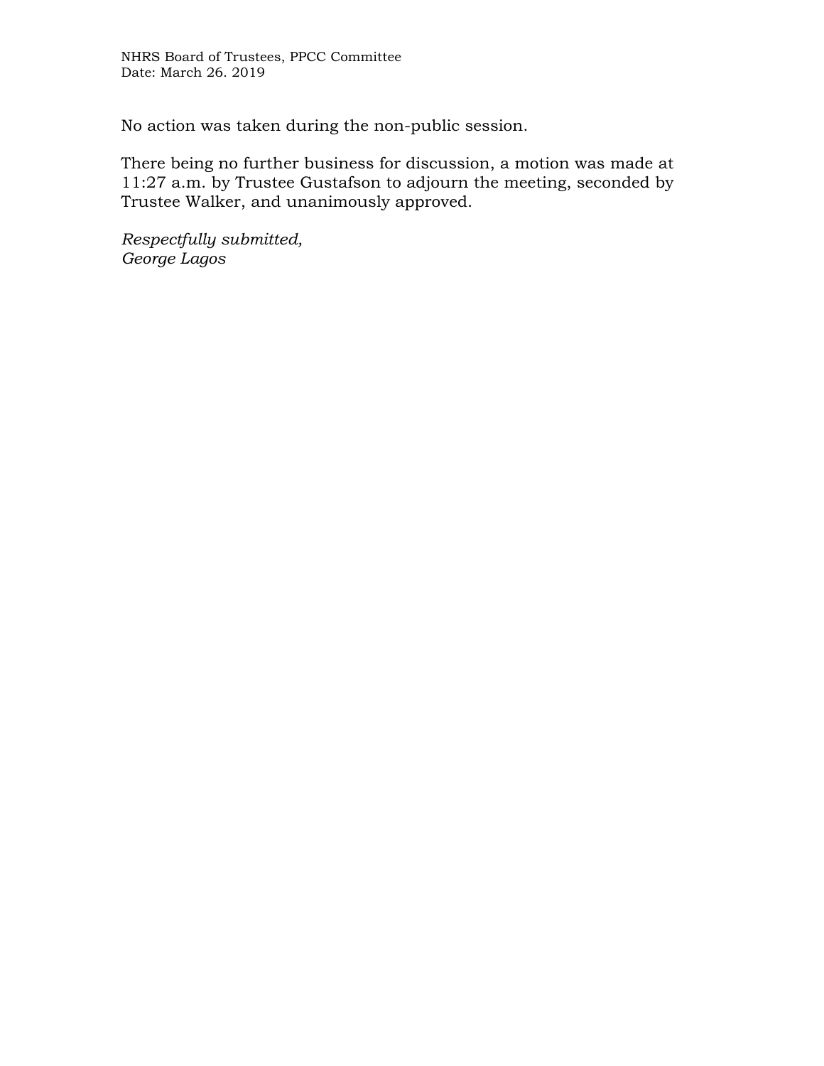No action was taken during the non-public session.

There being no further business for discussion, a motion was made at 11:27 a.m. by Trustee Gustafson to adjourn the meeting, seconded by Trustee Walker, and unanimously approved.

*Respectfully submitted,*
*George Lagos*